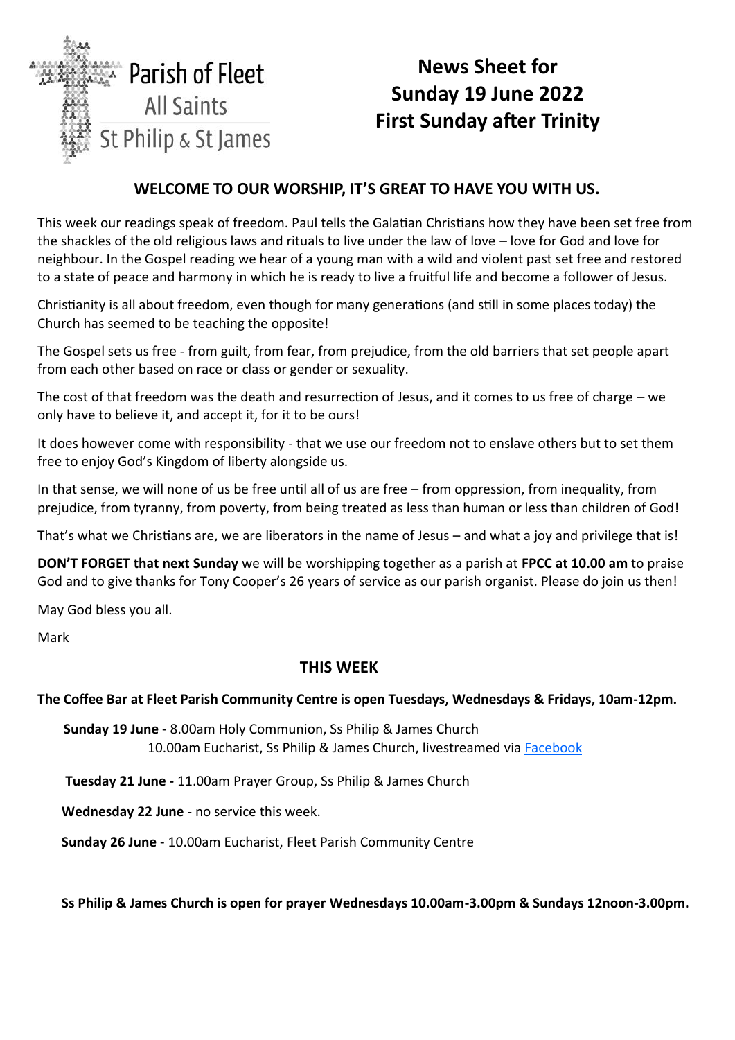Parish of Fleet
All Saints
St Philip & St James

# News Sheet for Sunday 19 June 2022 First Sunday after Trinity

## WELCOME TO OUR WORSHIP, IT'S GREAT TO HAVE YOU WITH US.

This week our readings speak of freedom. Paul tells the Galatian Christians how they have been set free from the shackles of the old religious laws and rituals to live under the law of love – love for God and love for neighbour. In the Gospel reading we hear of a young man with a wild and violent past set free and restored to a state of peace and harmony in which he is ready to live a fruitful life and become a follower of Jesus.

Christianity is all about freedom, even though for many generations (and still in some places today) the Church has seemed to be teaching the opposite!

The Gospel sets us free - from guilt, from fear, from prejudice, from the old barriers that set people apart from each other based on race or class or gender or sexuality.

The cost of that freedom was the death and resurrection of Jesus, and it comes to us free of charge – we only have to believe it, and accept it, for it to be ours!

It does however come with responsibility - that we use our freedom not to enslave others but to set them free to enjoy God's Kingdom of liberty alongside us.

In that sense, we will none of us be free until all of us are free – from oppression, from inequality, from prejudice, from tyranny, from poverty, from being treated as less than human or less than children of God!

That's what we Christians are, we are liberators in the name of Jesus – and what a joy and privilege that is!

**DON'T FORGET that next Sunday** we will be worshipping together as a parish at **FPCC at 10.00 am** to praise God and to give thanks for Tony Cooper's 26 years of service as our parish organist. Please do join us then!

May God bless you all.

Mark

## THIS WEEK

**The Coffee Bar at Fleet Parish Community Centre is open Tuesdays, Wednesdays & Fridays, 10am-12pm.**

**Sunday 19 June** - 8.00am Holy Communion, Ss Philip & James Church
10.00am Eucharist, Ss Philip & James Church, livestreamed via Facebook

**Tuesday 21 June -** 11.00am Prayer Group, Ss Philip & James Church

**Wednesday 22 June** - no service this week.

**Sunday 26 June** - 10.00am Eucharist, Fleet Parish Community Centre

**Ss Philip & James Church is open for prayer Wednesdays 10.00am-3.00pm & Sundays 12noon-3.00pm.**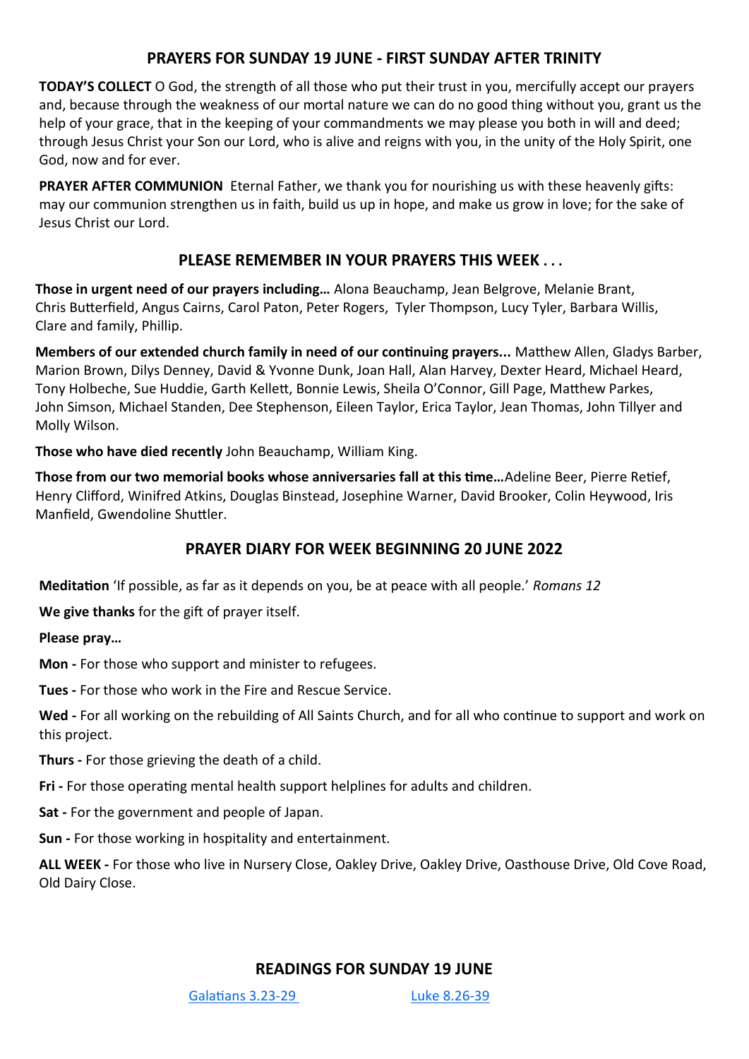## PRAYERS FOR SUNDAY 19 JUNE - FIRST SUNDAY AFTER TRINITY

**TODAY'S COLLECT** O God, the strength of all those who put their trust in you, mercifully accept our prayers and, because through the weakness of our mortal nature we can do no good thing without you, grant us the help of your grace, that in the keeping of your commandments we may please you both in will and deed; through Jesus Christ your Son our Lord, who is alive and reigns with you, in the unity of the Holy Spirit, one God, now and for ever.

**PRAYER AFTER COMMUNION** Eternal Father, we thank you for nourishing us with these heavenly gifts: may our communion strengthen us in faith, build us up in hope, and make us grow in love; for the sake of Jesus Christ our Lord.

## PLEASE REMEMBER IN YOUR PRAYERS THIS WEEK . . .

**Those in urgent need of our prayers including…** Alona Beauchamp, Jean Belgrove, Melanie Brant, Chris Butterfield, Angus Cairns, Carol Paton, Peter Rogers, Tyler Thompson, Lucy Tyler, Barbara Willis, Clare and family, Phillip.

**Members of our extended church family in need of our continuing prayers...** Matthew Allen, Gladys Barber, Marion Brown, Dilys Denney, David & Yvonne Dunk, Joan Hall, Alan Harvey, Dexter Heard, Michael Heard, Tony Holbeche, Sue Huddie, Garth Kellett, Bonnie Lewis, Sheila O'Connor, Gill Page, Matthew Parkes, John Simson, Michael Standen, Dee Stephenson, Eileen Taylor, Erica Taylor, Jean Thomas, John Tillyer and Molly Wilson.

**Those who have died recently** John Beauchamp, William King.

**Those from our two memorial books whose anniversaries fall at this time…** Adeline Beer, Pierre Retief, Henry Clifford, Winifred Atkins, Douglas Binstead, Josephine Warner, David Brooker, Colin Heywood, Iris Manfield, Gwendoline Shuttler.

## PRAYER DIARY FOR WEEK BEGINNING 20 JUNE 2022

**Meditation** 'If possible, as far as it depends on you, be at peace with all people.' *Romans 12*

**We give thanks** for the gift of prayer itself.

**Please pray…**

**Mon -** For those who support and minister to refugees.

**Tues -** For those who work in the Fire and Rescue Service.

**Wed -** For all working on the rebuilding of All Saints Church, and for all who continue to support and work on this project.

**Thurs -** For those grieving the death of a child.

**Fri -** For those operating mental health support helplines for adults and children.

**Sat -** For the government and people of Japan.

**Sun -** For those working in hospitality and entertainment.

**ALL WEEK -** For those who live in Nursery Close, Oakley Drive, Oakley Drive, Oasthouse Drive, Old Cove Road, Old Dairy Close.

## READINGS FOR SUNDAY 19 JUNE

Galatians 3.23-29 Luke 8.26-39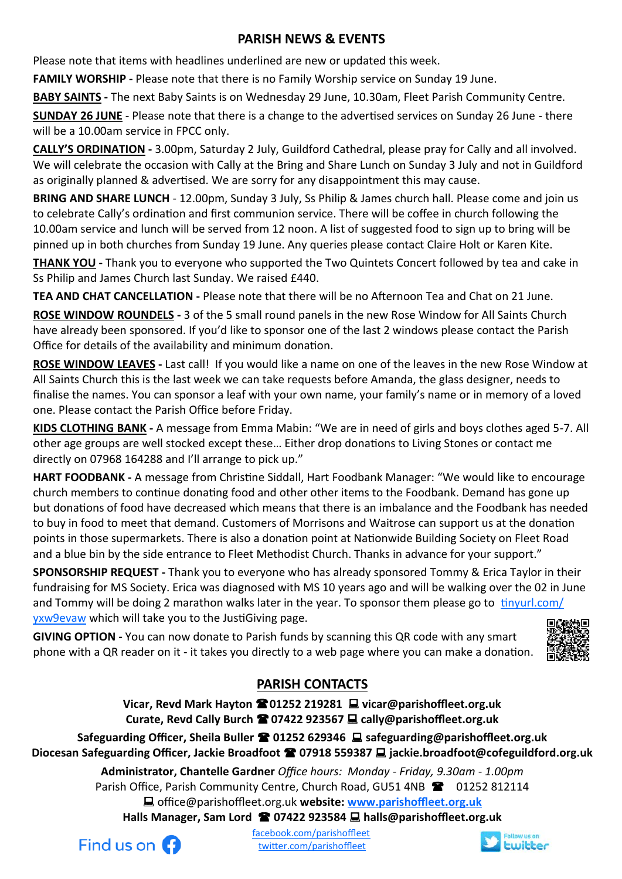## PARISH NEWS & EVENTS

Please note that items with headlines underlined are new or updated this week.

**FAMILY WORSHIP -** Please note that there is no Family Worship service on Sunday 19 June.

**BABY SAINTS -** The next Baby Saints is on Wednesday 29 June, 10.30am, Fleet Parish Community Centre.

**SUNDAY 26 JUNE** - Please note that there is a change to the advertised services on Sunday 26 June - there will be a 10.00am service in FPCC only.

**CALLY'S ORDINATION -** 3.00pm, Saturday 2 July, Guildford Cathedral, please pray for Cally and all involved. We will celebrate the occasion with Cally at the Bring and Share Lunch on Sunday 3 July and not in Guildford as originally planned & advertised. We are sorry for any disappointment this may cause.

**BRING AND SHARE LUNCH** - 12.00pm, Sunday 3 July, Ss Philip & James church hall. Please come and join us to celebrate Cally's ordination and first communion service. There will be coffee in church following the 10.00am service and lunch will be served from 12 noon. A list of suggested food to sign up to bring will be pinned up in both churches from Sunday 19 June. Any queries please contact Claire Holt or Karen Kite.

**THANK YOU -** Thank you to everyone who supported the Two Quintets Concert followed by tea and cake in Ss Philip and James Church last Sunday. We raised £440.

**TEA AND CHAT CANCELLATION -** Please note that there will be no Afternoon Tea and Chat on 21 June.

**ROSE WINDOW ROUNDELS -** 3 of the 5 small round panels in the new Rose Window for All Saints Church have already been sponsored. If you'd like to sponsor one of the last 2 windows please contact the Parish Office for details of the availability and minimum donation.

**ROSE WINDOW LEAVES -** Last call! If you would like a name on one of the leaves in the new Rose Window at All Saints Church this is the last week we can take requests before Amanda, the glass designer, needs to finalise the names. You can sponsor a leaf with your own name, your family's name or in memory of a loved one. Please contact the Parish Office before Friday.

**KIDS CLOTHING BANK -** A message from Emma Mabin: "We are in need of girls and boys clothes aged 5-7. All other age groups are well stocked except these… Either drop donations to Living Stones or contact me directly on 07968 164288 and I'll arrange to pick up."

**HART FOODBANK -** A message from Christine Siddall, Hart Foodbank Manager: "We would like to encourage church members to continue donating food and other other items to the Foodbank. Demand has gone up but donations of food have decreased which means that there is an imbalance and the Foodbank has needed to buy in food to meet that demand. Customers of Morrisons and Waitrose can support us at the donation points in those supermarkets. There is also a donation point at Nationwide Building Society on Fleet Road and a blue bin by the side entrance to Fleet Methodist Church. Thanks in advance for your support."

**SPONSORSHIP REQUEST -** Thank you to everyone who has already sponsored Tommy & Erica Taylor in their fundraising for MS Society. Erica was diagnosed with MS 10 years ago and will be walking over the 02 in June and Tommy will be doing 2 marathon walks later in the year. To sponsor them please go to tinyurl.com/yxw9evaw which will take you to the JustiGiving page.

**GIVING OPTION -** You can now donate to Parish funds by scanning this QR code with any smart phone with a QR reader on it - it takes you directly to a web page where you can make a donation.

## PARISH CONTACTS

**Vicar, Revd Mark Hayton ☎ 01252 219281 vicar@parishoffleet.org.uk**
**Curate, Revd Cally Burch ☎ 07422 923567 cally@parishoffleet.org.uk**

**Safeguarding Officer, Sheila Buller ☎ 01252 629346 safeguarding@parishoffleet.org.uk**
**Diocesan Safeguarding Officer, Jackie Broadfoot ☎ 07918 559387 jackie.broadfoot@cofeguildford.org.uk**

**Administrator, Chantelle Gardner** *Office hours: Monday - Friday, 9.30am - 1.00pm*
Parish Office, Parish Community Centre, Church Road, GU51 4NB ☎ 01252 812114
office@parishoffleet.org.uk **website: www.parishoffleet.org.uk**
**Halls Manager, Sam Lord ☎ 07422 923584 halls@parishoffleet.org.uk**

Find us on facebook.com/parishoffleet
twitter.com/parishoffleet
Follow us on twitter